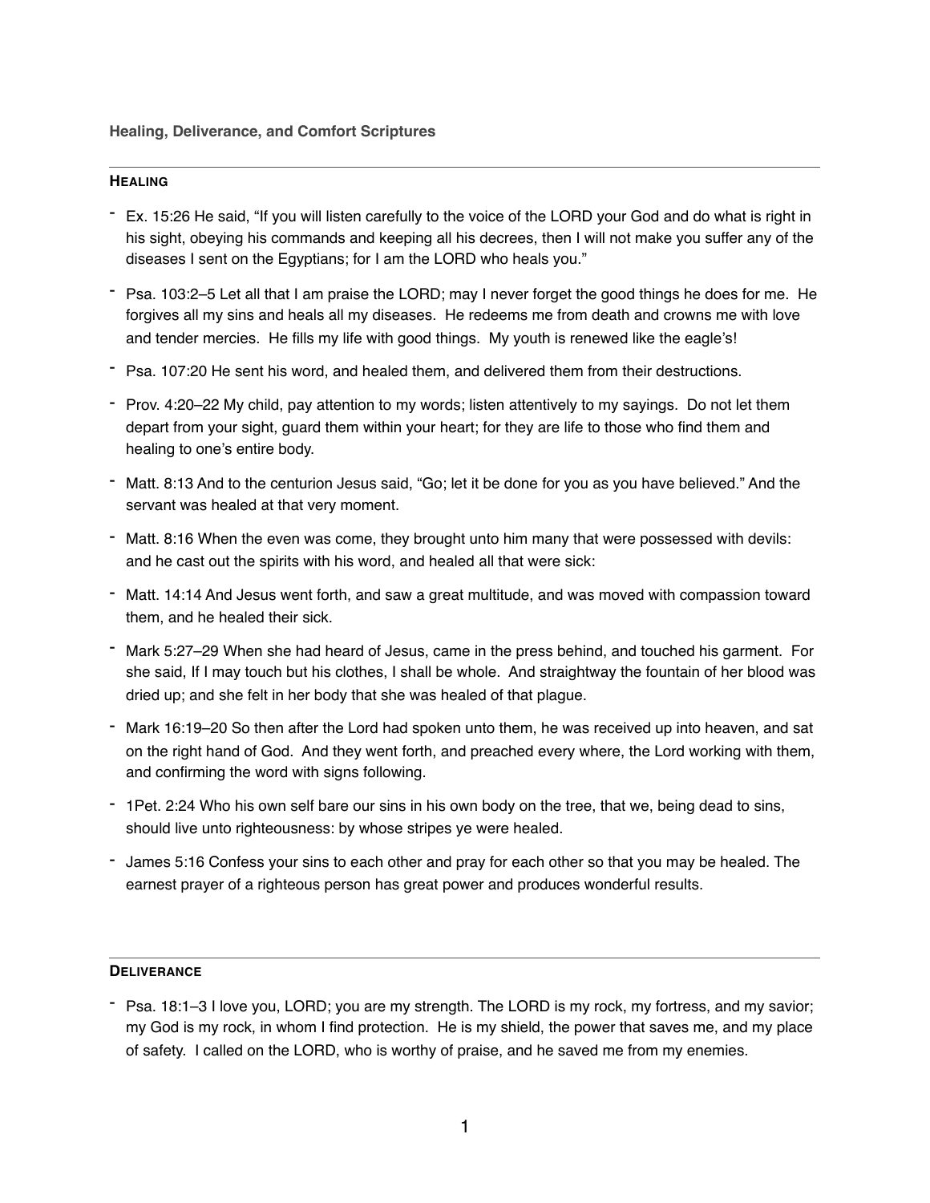**Healing, Deliverance, and Comfort Scriptures**

---

## HEALING

- Ex. 15:26 He said, "If you will listen carefully to the voice of the LORD your God and do what is right in his sight, obeying his commands and keeping all his decrees, then I will not make you suffer any of the diseases I sent on the Egyptians; for I am the LORD who heals you."
- Psa. 103:2–5 Let all that I am praise the LORD; may I never forget the good things he does for me. He forgives all my sins and heals all my diseases. He redeems me from death and crowns me with love and tender mercies. He fills my life with good things. My youth is renewed like the eagle's!
- Psa. 107:20 He sent his word, and healed them, and delivered them from their destructions.
- Prov. 4:20–22 My child, pay attention to my words; listen attentively to my sayings. Do not let them depart from your sight, guard them within your heart; for they are life to those who find them and healing to one's entire body.
- Matt. 8:13 And to the centurion Jesus said, "Go; let it be done for you as you have believed." And the servant was healed at that very moment.
- Matt. 8:16 When the even was come, they brought unto him many that were possessed with devils: and he cast out the spirits with his word, and healed all that were sick:
- Matt. 14:14 And Jesus went forth, and saw a great multitude, and was moved with compassion toward them, and he healed their sick.
- Mark 5:27–29 When she had heard of Jesus, came in the press behind, and touched his garment. For she said, If I may touch but his clothes, I shall be whole. And straightway the fountain of her blood was dried up; and she felt in her body that she was healed of that plague.
- Mark 16:19–20 So then after the Lord had spoken unto them, he was received up into heaven, and sat on the right hand of God. And they went forth, and preached every where, the Lord working with them, and confirming the word with signs following.
- 1Pet. 2:24 Who his own self bare our sins in his own body on the tree, that we, being dead to sins, should live unto righteousness: by whose stripes ye were healed.
- James 5:16 Confess your sins to each other and pray for each other so that you may be healed. The earnest prayer of a righteous person has great power and produces wonderful results.

---

## DELIVERANCE

- Psa. 18:1–3 I love you, LORD; you are my strength. The LORD is my rock, my fortress, and my savior; my God is my rock, in whom I find protection. He is my shield, the power that saves me, and my place of safety. I called on the LORD, who is worthy of praise, and he saved me from my enemies.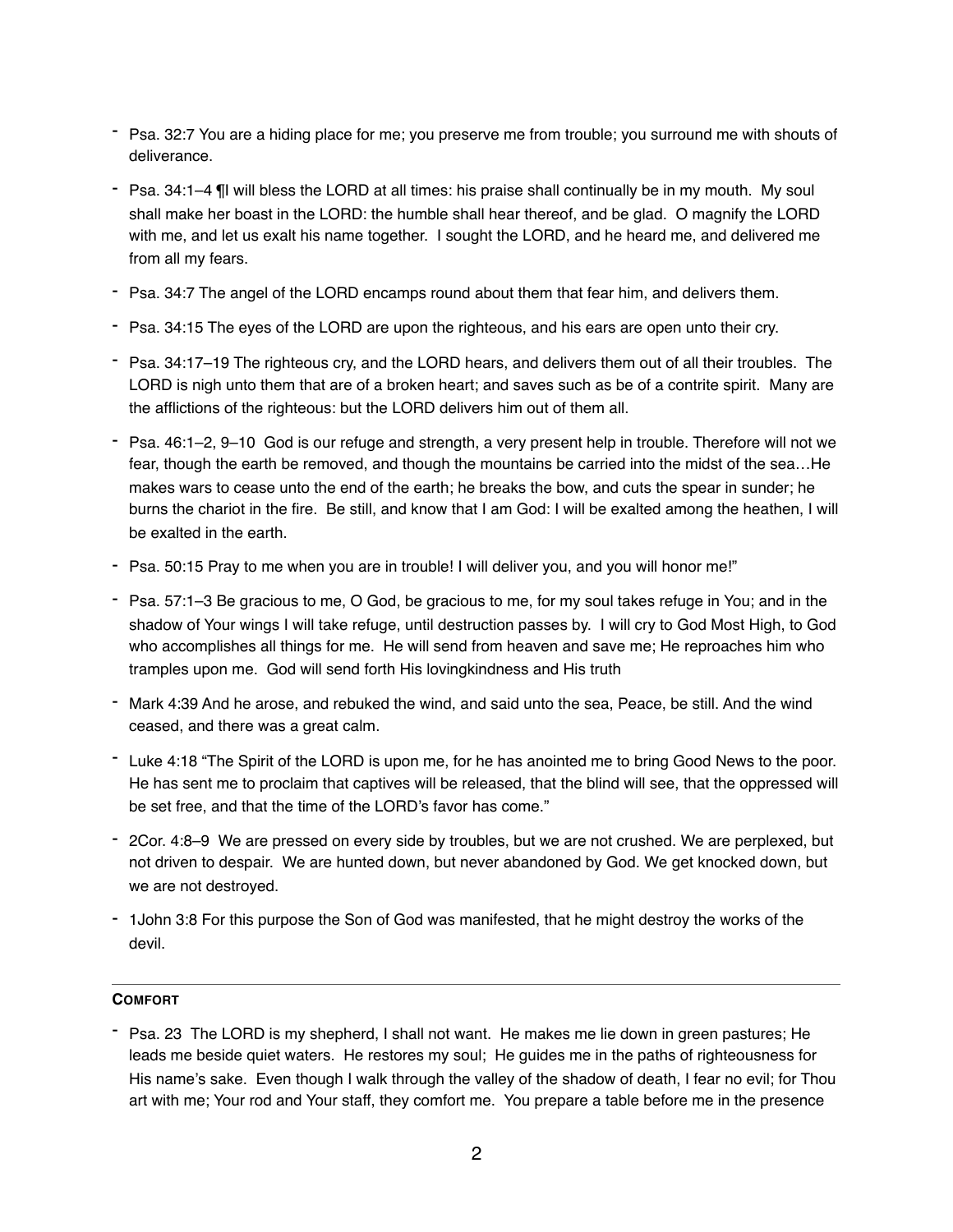- Psa. 32:7 You are a hiding place for me; you preserve me from trouble; you surround me with shouts of deliverance.
- Psa. 34:1–4 ¶I will bless the LORD at all times: his praise shall continually be in my mouth. My soul shall make her boast in the LORD: the humble shall hear thereof, and be glad. O magnify the LORD with me, and let us exalt his name together. I sought the LORD, and he heard me, and delivered me from all my fears.
- Psa. 34:7 The angel of the LORD encamps round about them that fear him, and delivers them.
- Psa. 34:15 The eyes of the LORD are upon the righteous, and his ears are open unto their cry.
- Psa. 34:17–19 The righteous cry, and the LORD hears, and delivers them out of all their troubles. The LORD is nigh unto them that are of a broken heart; and saves such as be of a contrite spirit. Many are the afflictions of the righteous: but the LORD delivers him out of them all.
- Psa. 46:1–2, 9–10 God is our refuge and strength, a very present help in trouble. Therefore will not we fear, though the earth be removed, and though the mountains be carried into the midst of the sea…He makes wars to cease unto the end of the earth; he breaks the bow, and cuts the spear in sunder; he burns the chariot in the fire. Be still, and know that I am God: I will be exalted among the heathen, I will be exalted in the earth.
- Psa. 50:15 Pray to me when you are in trouble! I will deliver you, and you will honor me!"
- Psa. 57:1–3 Be gracious to me, O God, be gracious to me, for my soul takes refuge in You; and in the shadow of Your wings I will take refuge, until destruction passes by. I will cry to God Most High, to God who accomplishes all things for me. He will send from heaven and save me; He reproaches him who tramples upon me. God will send forth His lovingkindness and His truth
- Mark 4:39 And he arose, and rebuked the wind, and said unto the sea, Peace, be still. And the wind ceased, and there was a great calm.
- Luke 4:18 "The Spirit of the LORD is upon me, for he has anointed me to bring Good News to the poor. He has sent me to proclaim that captives will be released, that the blind will see, that the oppressed will be set free, and that the time of the LORD's favor has come."
- 2Cor. 4:8–9 We are pressed on every side by troubles, but we are not crushed. We are perplexed, but not driven to despair. We are hunted down, but never abandoned by God. We get knocked down, but we are not destroyed.
- 1John 3:8 For this purpose the Son of God was manifested, that he might destroy the works of the devil.

---

**COMFORT**

- Psa. 23 The LORD is my shepherd, I shall not want. He makes me lie down in green pastures; He leads me beside quiet waters. He restores my soul; He guides me in the paths of righteousness for His name's sake. Even though I walk through the valley of the shadow of death, I fear no evil; for Thou art with me; Your rod and Your staff, they comfort me. You prepare a table before me in the presence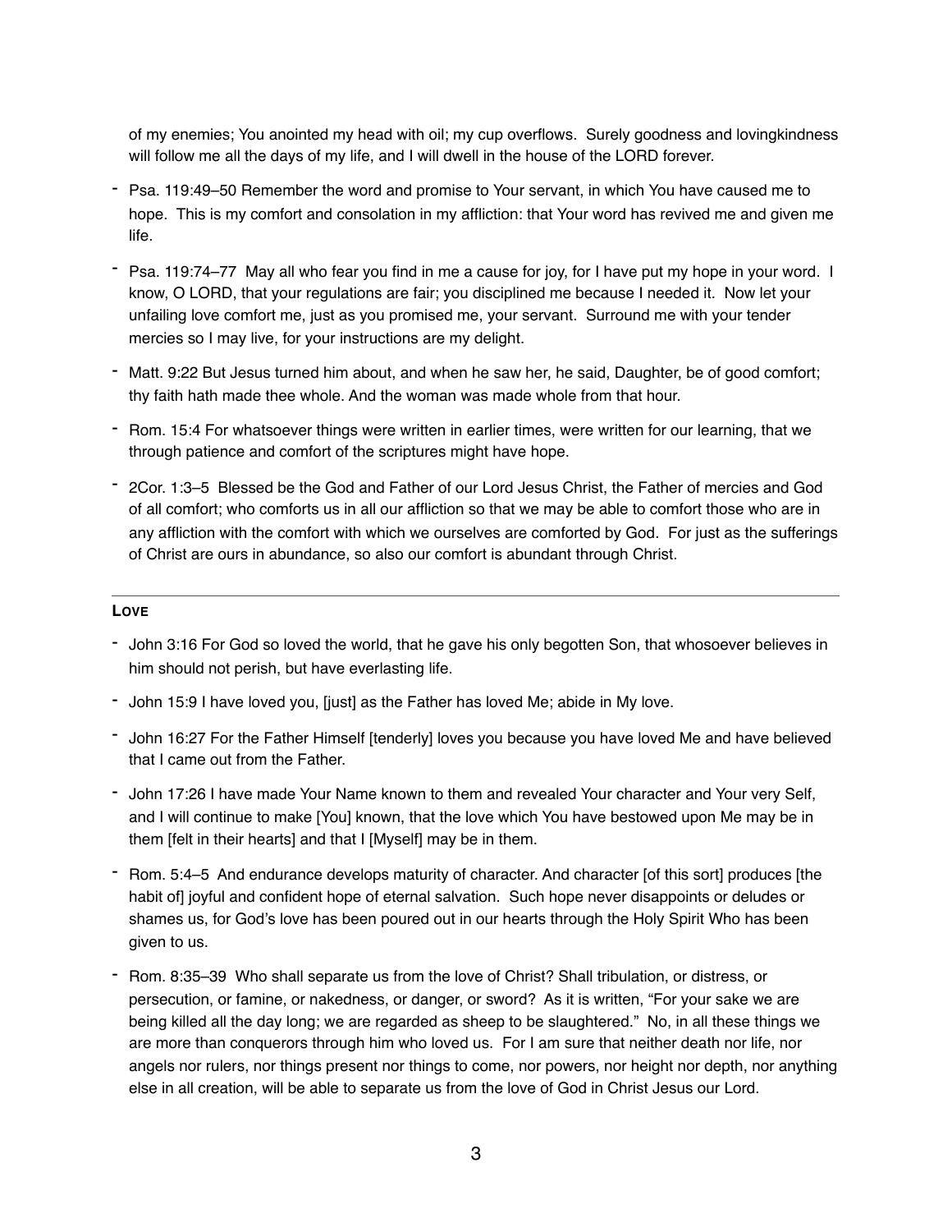of my enemies; You anointed my head with oil; my cup overflows. Surely goodness and lovingkindness will follow me all the days of my life, and I will dwell in the house of the LORD forever.

- Psa. 119:49–50 Remember the word and promise to Your servant, in which You have caused me to hope. This is my comfort and consolation in my affliction: that Your word has revived me and given me life.
- Psa. 119:74–77 May all who fear you find in me a cause for joy, for I have put my hope in your word. I know, O LORD, that your regulations are fair; you disciplined me because I needed it. Now let your unfailing love comfort me, just as you promised me, your servant. Surround me with your tender mercies so I may live, for your instructions are my delight.
- Matt. 9:22 But Jesus turned him about, and when he saw her, he said, Daughter, be of good comfort; thy faith hath made thee whole. And the woman was made whole from that hour.
- Rom. 15:4 For whatsoever things were written in earlier times, were written for our learning, that we through patience and comfort of the scriptures might have hope.
- 2Cor. 1:3–5 Blessed be the God and Father of our Lord Jesus Christ, the Father of mercies and God of all comfort; who comforts us in all our affliction so that we may be able to comfort those who are in any affliction with the comfort with which we ourselves are comforted by God. For just as the sufferings of Christ are ours in abundance, so also our comfort is abundant through Christ.

---

**LOVE**

- John 3:16 For God so loved the world, that he gave his only begotten Son, that whosoever believes in him should not perish, but have everlasting life.
- John 15:9 I have loved you, [just] as the Father has loved Me; abide in My love.
- John 16:27 For the Father Himself [tenderly] loves you because you have loved Me and have believed that I came out from the Father.
- John 17:26 I have made Your Name known to them and revealed Your character and Your very Self, and I will continue to make [You] known, that the love which You have bestowed upon Me may be in them [felt in their hearts] and that I [Myself] may be in them.
- Rom. 5:4–5 And endurance develops maturity of character. And character [of this sort] produces [the habit of] joyful and confident hope of eternal salvation. Such hope never disappoints or deludes or shames us, for God's love has been poured out in our hearts through the Holy Spirit Who has been given to us.
- Rom. 8:35–39 Who shall separate us from the love of Christ? Shall tribulation, or distress, or persecution, or famine, or nakedness, or danger, or sword? As it is written, "For your sake we are being killed all the day long; we are regarded as sheep to be slaughtered." No, in all these things we are more than conquerors through him who loved us. For I am sure that neither death nor life, nor angels nor rulers, nor things present nor things to come, nor powers, nor height nor depth, nor anything else in all creation, will be able to separate us from the love of God in Christ Jesus our Lord.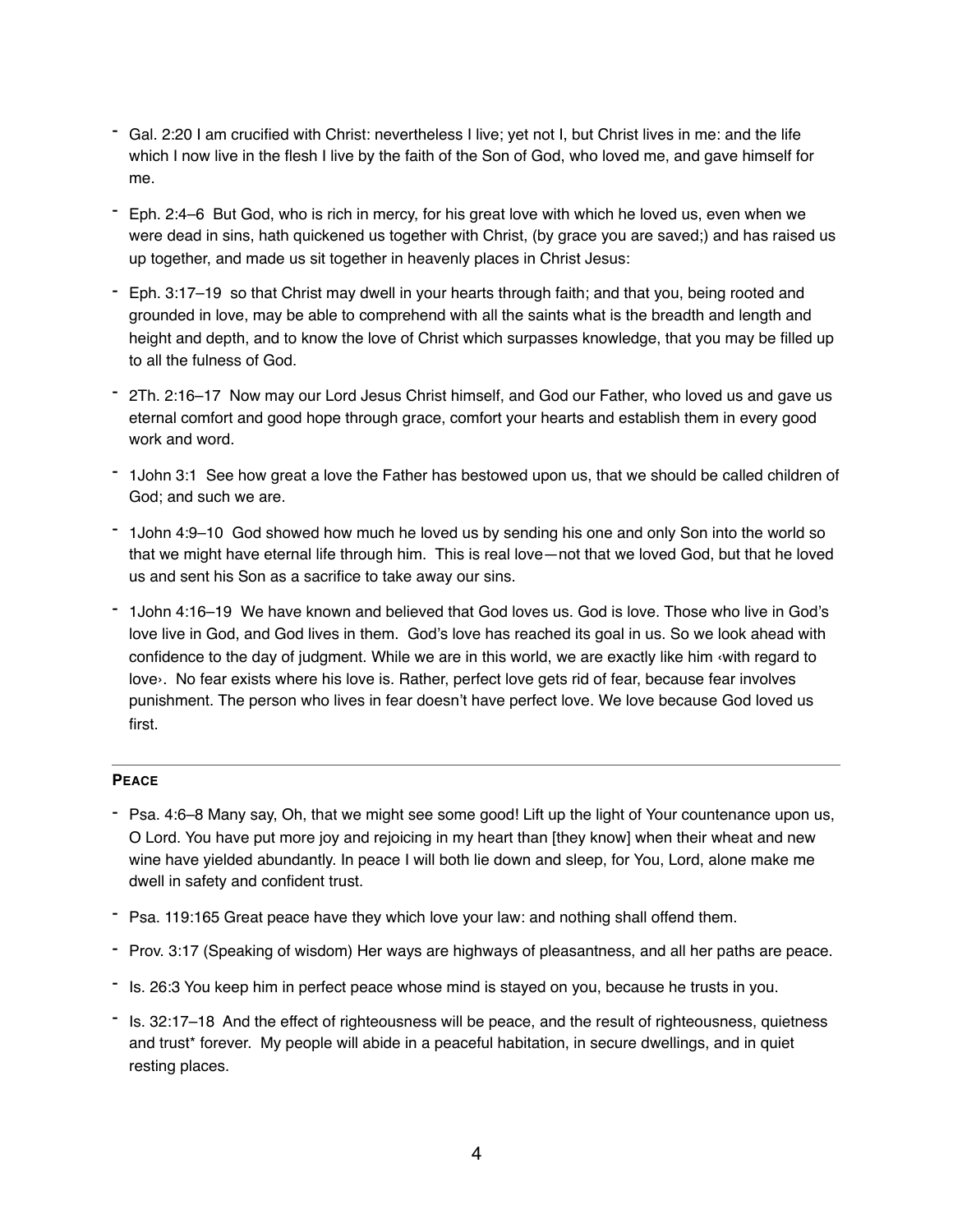- Gal. 2:20 I am crucified with Christ: nevertheless I live; yet not I, but Christ lives in me: and the life which I now live in the flesh I live by the faith of the Son of God, who loved me, and gave himself for me.
- Eph. 2:4–6 But God, who is rich in mercy, for his great love with which he loved us, even when we were dead in sins, hath quickened us together with Christ, (by grace you are saved;) and has raised us up together, and made us sit together in heavenly places in Christ Jesus:
- Eph. 3:17–19 so that Christ may dwell in your hearts through faith; and that you, being rooted and grounded in love, may be able to comprehend with all the saints what is the breadth and length and height and depth, and to know the love of Christ which surpasses knowledge, that you may be filled up to all the fulness of God.
- 2Th. 2:16–17 Now may our Lord Jesus Christ himself, and God our Father, who loved us and gave us eternal comfort and good hope through grace, comfort your hearts and establish them in every good work and word.
- 1John 3:1 See how great a love the Father has bestowed upon us, that we should be called children of God; and such we are.
- 1John 4:9–10 God showed how much he loved us by sending his one and only Son into the world so that we might have eternal life through him. This is real love—not that we loved God, but that he loved us and sent his Son as a sacrifice to take away our sins.
- 1John 4:16–19 We have known and believed that God loves us. God is love. Those who live in God's love live in God, and God lives in them. God's love has reached its goal in us. So we look ahead with confidence to the day of judgment. While we are in this world, we are exactly like him ‹with regard to love›. No fear exists where his love is. Rather, perfect love gets rid of fear, because fear involves punishment. The person who lives in fear doesn't have perfect love. We love because God loved us first.

---

**PEACE**

- Psa. 4:6–8 Many say, Oh, that we might see some good! Lift up the light of Your countenance upon us, O Lord. You have put more joy and rejoicing in my heart than [they know] when their wheat and new wine have yielded abundantly. In peace I will both lie down and sleep, for You, Lord, alone make me dwell in safety and confident trust.
- Psa. 119:165 Great peace have they which love your law: and nothing shall offend them.
- Prov. 3:17 (Speaking of wisdom) Her ways are highways of pleasantness, and all her paths are peace.
- Is. 26:3 You keep him in perfect peace whose mind is stayed on you, because he trusts in you.
- Is. 32:17–18 And the effect of righteousness will be peace, and the result of righteousness, quietness and trust* forever. My people will abide in a peaceful habitation, in secure dwellings, and in quiet resting places.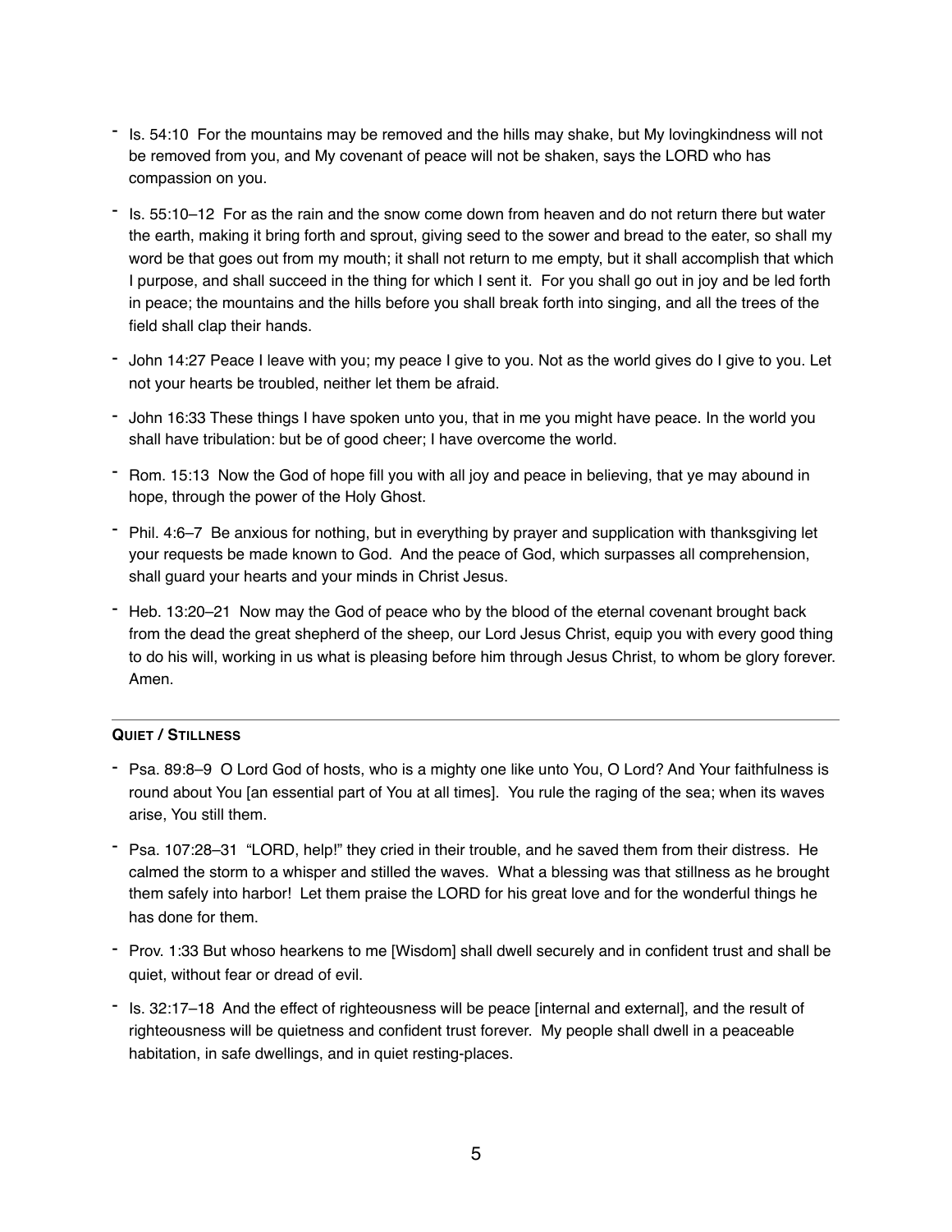- Is. 54:10  For the mountains may be removed and the hills may shake, but My lovingkindness will not be removed from you, and My covenant of peace will not be shaken, says the LORD who has compassion on you.

- Is. 55:10–12  For as the rain and the snow come down from heaven and do not return there but water the earth, making it bring forth and sprout, giving seed to the sower and bread to the eater, so shall my word be that goes out from my mouth; it shall not return to me empty, but it shall accomplish that which I purpose, and shall succeed in the thing for which I sent it.  For you shall go out in joy and be led forth in peace; the mountains and the hills before you shall break forth into singing, and all the trees of the field shall clap their hands.

- John 14:27 Peace I leave with you; my peace I give to you. Not as the world gives do I give to you. Let not your hearts be troubled, neither let them be afraid.

- John 16:33 These things I have spoken unto you, that in me you might have peace. In the world you shall have tribulation: but be of good cheer; I have overcome the world.

- Rom. 15:13  Now the God of hope fill you with all joy and peace in believing, that ye may abound in hope, through the power of the Holy Ghost.

- Phil. 4:6–7  Be anxious for nothing, but in everything by prayer and supplication with thanksgiving let your requests be made known to God.  And the peace of God, which surpasses all comprehension, shall guard your hearts and your minds in Christ Jesus.

- Heb. 13:20–21  Now may the God of peace who by the blood of the eternal covenant brought back from the dead the great shepherd of the sheep, our Lord Jesus Christ, equip you with every good thing to do his will, working in us what is pleasing before him through Jesus Christ, to whom be glory forever. Amen.

---

**QUIET / STILLNESS**

- Psa. 89:8–9  O Lord God of hosts, who is a mighty one like unto You, O Lord? And Your faithfulness is round about You [an essential part of You at all times].  You rule the raging of the sea; when its waves arise, You still them.

- Psa. 107:28–31  "LORD, help!" they cried in their trouble, and he saved them from their distress.  He calmed the storm to a whisper and stilled the waves.  What a blessing was that stillness as he brought them safely into harbor!  Let them praise the LORD for his great love and for the wonderful things he has done for them.

- Prov. 1:33 But whoso hearkens to me [Wisdom] shall dwell securely and in confident trust and shall be quiet, without fear or dread of evil.

- Is. 32:17–18  And the effect of righteousness will be peace [internal and external], and the result of righteousness will be quietness and confident trust forever.  My people shall dwell in a peaceable habitation, in safe dwellings, and in quiet resting-places.